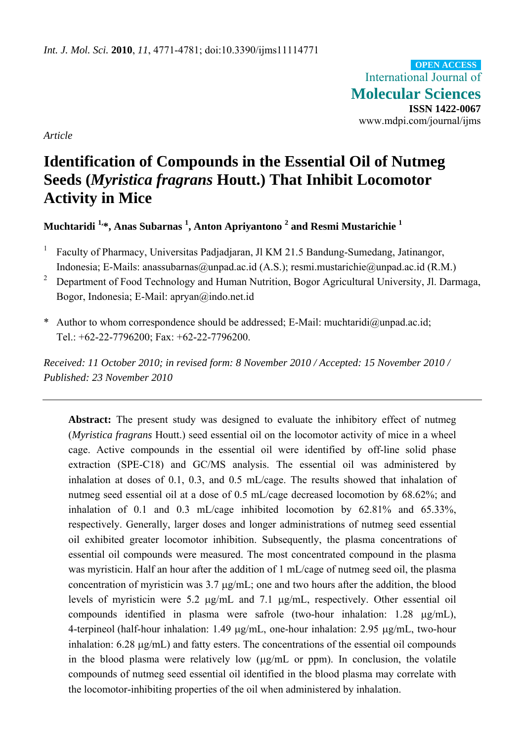*Int. J. Mol. Sci.* **2010**, *11*, 4771-4781; doi:10.3390/ijms11114771

**OPEN ACCESS**

International Journal of
**Molecular Sciences**
**ISSN 1422-0067**
www.mdpi.com/journal/ijms

*Article*

# Identification of Compounds in the Essential Oil of Nutmeg Seeds (*Myristica fragrans* Houtt.) That Inhibit Locomotor Activity in Mice

**Muchtaridi [1,*], Anas Subarnas [1], Anton Apriyantono [2] and Resmi Mustarichie [1]**

[1] Faculty of Pharmacy, Universitas Padjadjaran, Jl KM 21.5 Bandung-Sumedang, Jatinangor, Indonesia; E-Mails: anassubarnas@unpad.ac.id (A.S.); resmi.mustarichie@unpad.ac.id (R.M.)

[2] Department of Food Technology and Human Nutrition, Bogor Agricultural University, Jl. Darmaga, Bogor, Indonesia; E-Mail: apryan@indo.net.id

\* Author to whom correspondence should be addressed; E-Mail: muchtaridi@unpad.ac.id; Tel.: +62-22-7796200; Fax: +62-22-7796200.

*Received: 11 October 2010; in revised form: 8 November 2010 / Accepted: 15 November 2010 / Published: 23 November 2010*

---

**Abstract:** The present study was designed to evaluate the inhibitory effect of nutmeg (*Myristica fragrans* Houtt.) seed essential oil on the locomotor activity of mice in a wheel cage. Active compounds in the essential oil were identified by off-line solid phase extraction (SPE-C18) and GC/MS analysis. The essential oil was administered by inhalation at doses of 0.1, 0.3, and 0.5 mL/cage. The results showed that inhalation of nutmeg seed essential oil at a dose of 0.5 mL/cage decreased locomotion by 68.62%; and inhalation of 0.1 and 0.3 mL/cage inhibited locomotion by 62.81% and 65.33%, respectively. Generally, larger doses and longer administrations of nutmeg seed essential oil exhibited greater locomotor inhibition. Subsequently, the plasma concentrations of essential oil compounds were measured. The most concentrated compound in the plasma was myristicin. Half an hour after the addition of 1 mL/cage of nutmeg seed oil, the plasma concentration of myristicin was 3.7 μg/mL; one and two hours after the addition, the blood levels of myristicin were 5.2 μg/mL and 7.1 μg/mL, respectively. Other essential oil compounds identified in plasma were safrole (two-hour inhalation: 1.28 μg/mL), 4-terpineol (half-hour inhalation: 1.49 μg/mL, one-hour inhalation: 2.95 μg/mL, two-hour inhalation: 6.28 μg/mL) and fatty esters. The concentrations of the essential oil compounds in the blood plasma were relatively low (μg/mL or ppm). In conclusion, the volatile compounds of nutmeg seed essential oil identified in the blood plasma may correlate with the locomotor-inhibiting properties of the oil when administered by inhalation.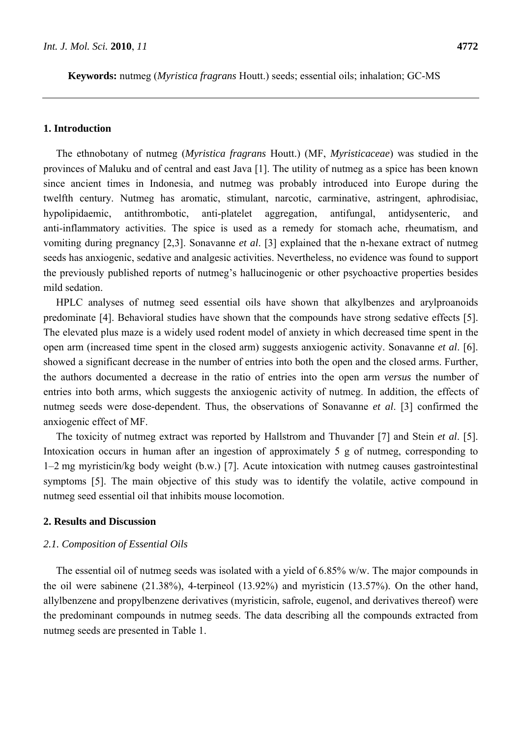**Keywords:** nutmeg (*Myristica fragrans* Houtt.) seeds; essential oils; inhalation; GC-MS

## 1. Introduction

The ethnobotany of nutmeg (*Myristica fragrans* Houtt.) (MF, *Myristicaceae*) was studied in the provinces of Maluku and of central and east Java [1]. The utility of nutmeg as a spice has been known since ancient times in Indonesia, and nutmeg was probably introduced into Europe during the twelfth century. Nutmeg has aromatic, stimulant, narcotic, carminative, astringent, aphrodisiac, hypolipidaemic, antithrombotic, anti-platelet aggregation, antifungal, antidysenteric, and anti-inflammatory activities. The spice is used as a remedy for stomach ache, rheumatism, and vomiting during pregnancy [2,3]. Sonavanne *et al*. [3] explained that the n-hexane extract of nutmeg seeds has anxiogenic, sedative and analgesic activities. Nevertheless, no evidence was found to support the previously published reports of nutmeg's hallucinogenic or other psychoactive properties besides mild sedation.

HPLC analyses of nutmeg seed essential oils have shown that alkylbenzes and arylproanoids predominate [4]. Behavioral studies have shown that the compounds have strong sedative effects [5]. The elevated plus maze is a widely used rodent model of anxiety in which decreased time spent in the open arm (increased time spent in the closed arm) suggests anxiogenic activity. Sonavanne *et al*. [6]. showed a significant decrease in the number of entries into both the open and the closed arms. Further, the authors documented a decrease in the ratio of entries into the open arm *versus* the number of entries into both arms, which suggests the anxiogenic activity of nutmeg. In addition, the effects of nutmeg seeds were dose-dependent. Thus, the observations of Sonavanne *et al*. [3] confirmed the anxiogenic effect of MF.

The toxicity of nutmeg extract was reported by Hallstrom and Thuvander [7] and Stein *et al*. [5]. Intoxication occurs in human after an ingestion of approximately 5 g of nutmeg, corresponding to 1–2 mg myristicin/kg body weight (b.w.) [7]. Acute intoxication with nutmeg causes gastrointestinal symptoms [5]. The main objective of this study was to identify the volatile, active compound in nutmeg seed essential oil that inhibits mouse locomotion.

## 2. Results and Discussion

### *2.1. Composition of Essential Oils*

The essential oil of nutmeg seeds was isolated with a yield of 6.85% w/w. The major compounds in the oil were sabinene (21.38%), 4-terpineol (13.92%) and myristicin (13.57%). On the other hand, allylbenzene and propylbenzene derivatives (myristicin, safrole, eugenol, and derivatives thereof) were the predominant compounds in nutmeg seeds. The data describing all the compounds extracted from nutmeg seeds are presented in Table 1.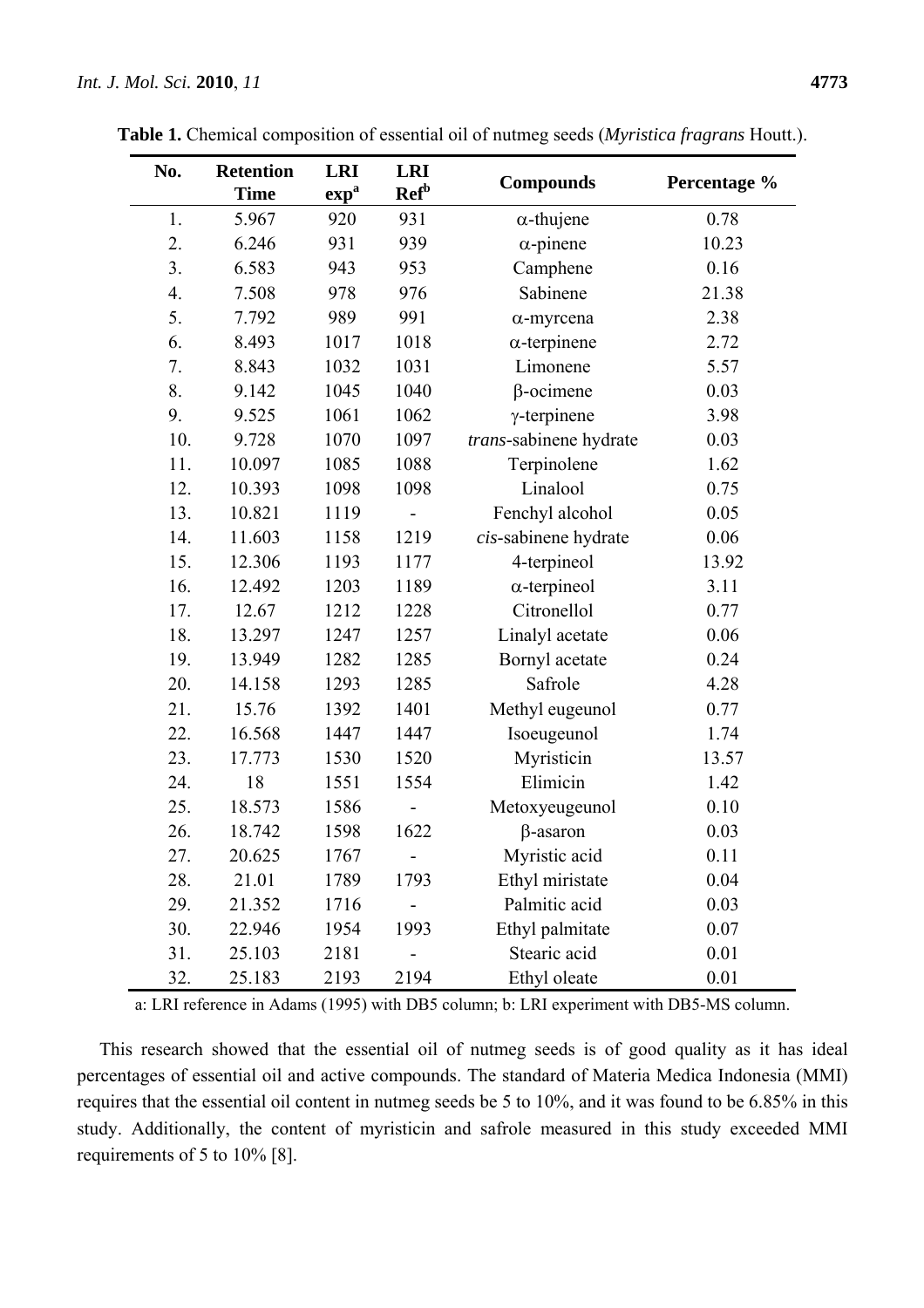**Table 1.** Chemical composition of essential oil of nutmeg seeds (*Myristica fragrans* Houtt.).

| No. | Retention Time | LRI exp[a] | LRI Ref[b] | Compounds | Percentage % |
|---|---|---|---|---|---|
| 1. | 5.967 | 920 | 931 | α-thujene | 0.78 |
| 2. | 6.246 | 931 | 939 | α-pinene | 10.23 |
| 3. | 6.583 | 943 | 953 | Camphene | 0.16 |
| 4. | 7.508 | 978 | 976 | Sabinene | 21.38 |
| 5. | 7.792 | 989 | 991 | α-myrcena | 2.38 |
| 6. | 8.493 | 1017 | 1018 | α-terpinene | 2.72 |
| 7. | 8.843 | 1032 | 1031 | Limonene | 5.57 |
| 8. | 9.142 | 1045 | 1040 | β-ocimene | 0.03 |
| 9. | 9.525 | 1061 | 1062 | γ-terpinene | 3.98 |
| 10. | 9.728 | 1070 | 1097 | *trans*-sabinene hydrate | 0.03 |
| 11. | 10.097 | 1085 | 1088 | Terpinolene | 1.62 |
| 12. | 10.393 | 1098 | 1098 | Linalool | 0.75 |
| 13. | 10.821 | 1119 | - | Fenchyl alcohol | 0.05 |
| 14. | 11.603 | 1158 | 1219 | *cis*-sabinene hydrate | 0.06 |
| 15. | 12.306 | 1193 | 1177 | 4-terpineol | 13.92 |
| 16. | 12.492 | 1203 | 1189 | α-terpineol | 3.11 |
| 17. | 12.67 | 1212 | 1228 | Citronellol | 0.77 |
| 18. | 13.297 | 1247 | 1257 | Linalyl acetate | 0.06 |
| 19. | 13.949 | 1282 | 1285 | Bornyl acetate | 0.24 |
| 20. | 14.158 | 1293 | 1285 | Safrole | 4.28 |
| 21. | 15.76 | 1392 | 1401 | Methyl eugeunol | 0.77 |
| 22. | 16.568 | 1447 | 1447 | Isoeugeunol | 1.74 |
| 23. | 17.773 | 1530 | 1520 | Myristicin | 13.57 |
| 24. | 18 | 1551 | 1554 | Elimicin | 1.42 |
| 25. | 18.573 | 1586 | - | Metoxyeugeunol | 0.10 |
| 26. | 18.742 | 1598 | 1622 | β-asaron | 0.03 |
| 27. | 20.625 | 1767 | - | Myristic acid | 0.11 |
| 28. | 21.01 | 1789 | 1793 | Ethyl miristate | 0.04 |
| 29. | 21.352 | 1716 | - | Palmitic acid | 0.03 |
| 30. | 22.946 | 1954 | 1993 | Ethyl palmitate | 0.07 |
| 31. | 25.103 | 2181 | - | Stearic acid | 0.01 |
| 32. | 25.183 | 2193 | 2194 | Ethyl oleate | 0.01 |

a: LRI reference in Adams (1995) with DB5 column; b: LRI experiment with DB5-MS column.

This research showed that the essential oil of nutmeg seeds is of good quality as it has ideal percentages of essential oil and active compounds. The standard of Materia Medica Indonesia (MMI) requires that the essential oil content in nutmeg seeds be 5 to 10%, and it was found to be 6.85% in this study. Additionally, the content of myristicin and safrole measured in this study exceeded MMI requirements of 5 to 10% [8].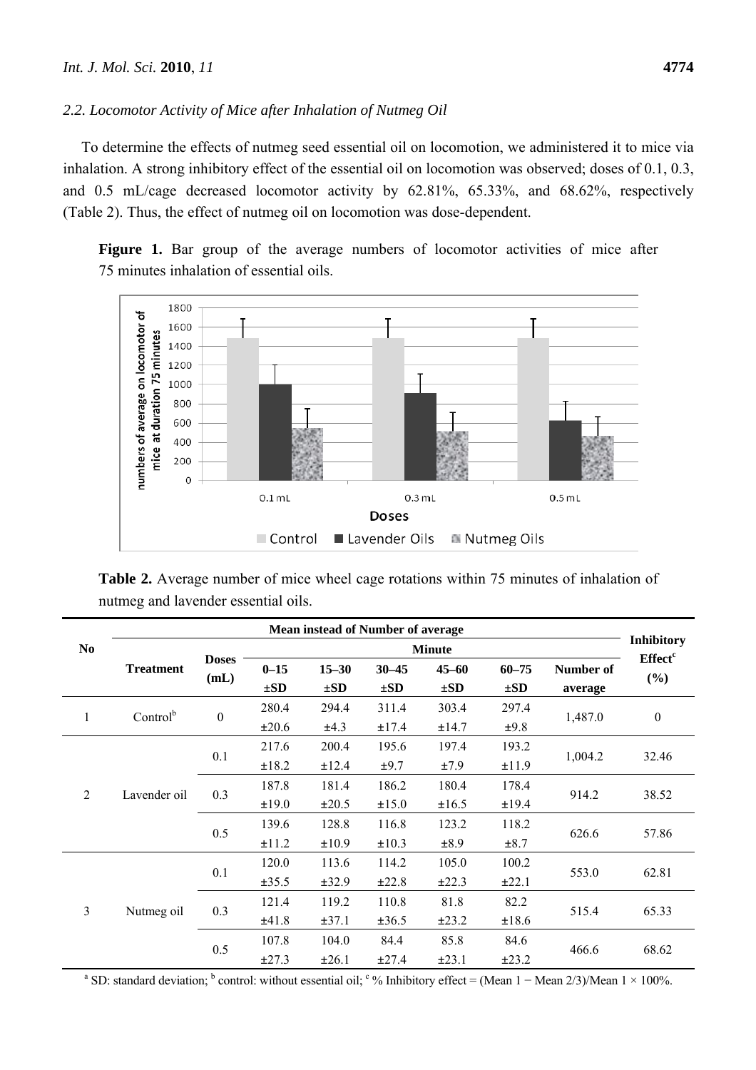*2.2. Locomotor Activity of Mice after Inhalation of Nutmeg Oil*

To determine the effects of nutmeg seed essential oil on locomotion, we administered it to mice via inhalation. A strong inhibitory effect of the essential oil on locomotion was observed; doses of 0.1, 0.3, and 0.5 mL/cage decreased locomotor activity by 62.81%, 65.33%, and 68.62%, respectively (Table 2). Thus, the effect of nutmeg oil on locomotion was dose-dependent.

**Figure 1.** Bar group of the average numbers of locomotor activities of mice after 75 minutes inhalation of essential oils.

**Table 2.** Average number of mice wheel cage rotations within 75 minutes of inhalation of nutmeg and lavender essential oils.

| No | Mean instead of Number of average | | | | | | | | Inhibitory Effect[c] (%) |
|---|---|---|---|---|---|---|---|---|---|
| | Treatment | Doses (mL) | Minute | | | | | | |
| | | | 0–15 ±SD | 15–30 ±SD | 30–45 ±SD | 45–60 ±SD | 60–75 ±SD | Number of average | |
| 1 | Control[b] | 0 | 280.4 ±20.6 | 294.4 ±4.3 | 311.4 ±17.4 | 303.4 ±14.7 | 297.4 ±9.8 | 1,487.0 | 0 |
| 2 | Lavender oil | 0.1 | 217.6 ±18.2 | 200.4 ±12.4 | 195.6 ±9.7 | 197.4 ±7.9 | 193.2 ±11.9 | 1,004.2 | 32.46 |
| | | 0.3 | 187.8 ±19.0 | 181.4 ±20.5 | 186.2 ±15.0 | 180.4 ±16.5 | 178.4 ±19.4 | 914.2 | 38.52 |
| | | 0.5 | 139.6 ±11.2 | 128.8 ±10.9 | 116.8 ±10.3 | 123.2 ±8.9 | 118.2 ±8.7 | 626.6 | 57.86 |
| 3 | Nutmeg oil | 0.1 | 120.0 ±35.5 | 113.6 ±32.9 | 114.2 ±22.8 | 105.0 ±22.3 | 100.2 ±22.1 | 553.0 | 62.81 |
| | | 0.3 | 121.4 ±41.8 | 119.2 ±37.1 | 110.8 ±36.5 | 81.8 ±23.2 | 82.2 ±18.6 | 515.4 | 65.33 |
| | | 0.5 | 107.8 ±27.3 | 104.0 ±26.1 | 84.4 ±27.4 | 85.8 ±23.1 | 84.6 ±23.2 | 466.6 | 68.62 |

[a] SD: standard deviation; [b] control: without essential oil; [c] % Inhibitory effect = (Mean 1 − Mean 2/3)/Mean 1 × 100%.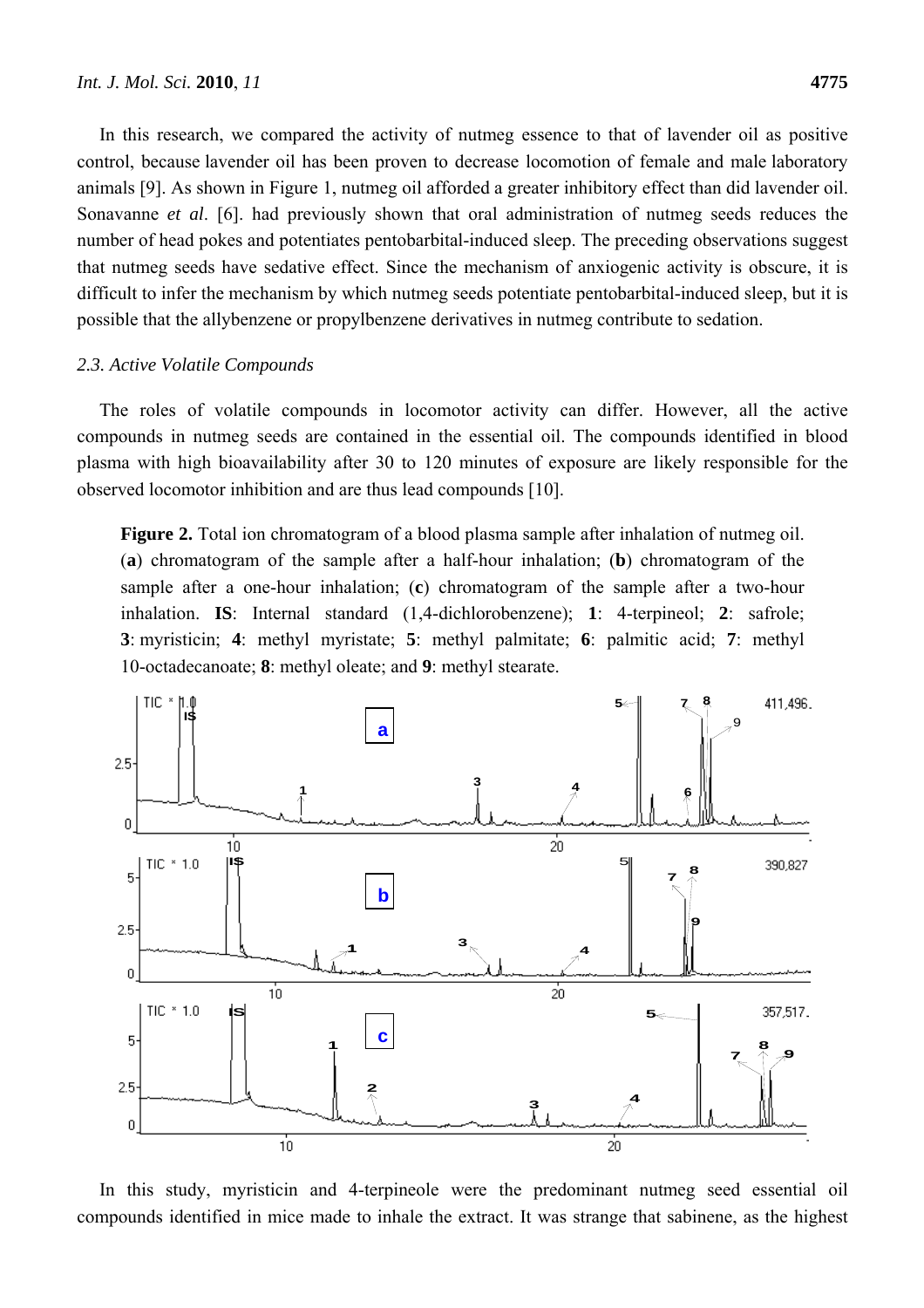In this research, we compared the activity of nutmeg essence to that of lavender oil as positive control, because lavender oil has been proven to decrease locomotion of female and male laboratory animals [9]. As shown in Figure 1, nutmeg oil afforded a greater inhibitory effect than did lavender oil. Sonavanne *et al*. [6]. had previously shown that oral administration of nutmeg seeds reduces the number of head pokes and potentiates pentobarbital-induced sleep. The preceding observations suggest that nutmeg seeds have sedative effect. Since the mechanism of anxiogenic activity is obscure, it is difficult to infer the mechanism by which nutmeg seeds potentiate pentobarbital-induced sleep, but it is possible that the allybenzene or propylbenzene derivatives in nutmeg contribute to sedation.

### *2.3. Active Volatile Compounds*

The roles of volatile compounds in locomotor activity can differ. However, all the active compounds in nutmeg seeds are contained in the essential oil. The compounds identified in blood plasma with high bioavailability after 30 to 120 minutes of exposure are likely responsible for the observed locomotor inhibition and are thus lead compounds [10].

**Figure 2.** Total ion chromatogram of a blood plasma sample after inhalation of nutmeg oil. (**a**) chromatogram of the sample after a half-hour inhalation; (**b**) chromatogram of the sample after a one-hour inhalation; (**c**) chromatogram of the sample after a two-hour inhalation. **IS**: Internal standard (1,4-dichlorobenzene); **1**: 4-terpineol; **2**: safrole; **3**: myristicin; **4**: methyl myristate; **5**: methyl palmitate; **6**: palmitic acid; **7**: methyl 10-octadecanoate; **8**: methyl oleate; and **9**: methyl stearate.

In this study, myristicin and 4-terpineole were the predominant nutmeg seed essential oil compounds identified in mice made to inhale the extract. It was strange that sabinene, as the highest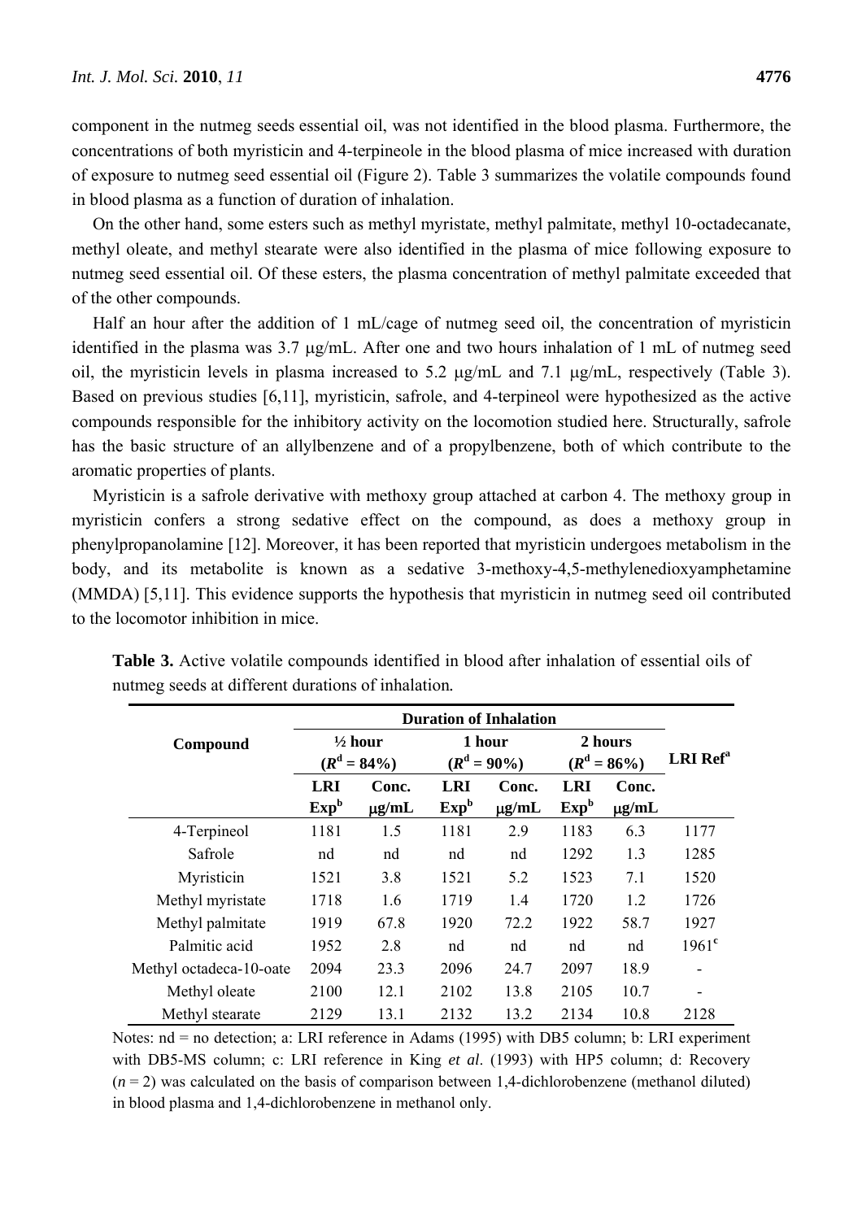component in the nutmeg seeds essential oil, was not identified in the blood plasma. Furthermore, the concentrations of both myristicin and 4-terpineole in the blood plasma of mice increased with duration of exposure to nutmeg seed essential oil (Figure 2). Table 3 summarizes the volatile compounds found in blood plasma as a function of duration of inhalation.

On the other hand, some esters such as methyl myristate, methyl palmitate, methyl 10-octadecanate, methyl oleate, and methyl stearate were also identified in the plasma of mice following exposure to nutmeg seed essential oil. Of these esters, the plasma concentration of methyl palmitate exceeded that of the other compounds.

Half an hour after the addition of 1 mL/cage of nutmeg seed oil, the concentration of myristicin identified in the plasma was 3.7 μg/mL. After one and two hours inhalation of 1 mL of nutmeg seed oil, the myristicin levels in plasma increased to 5.2 μg/mL and 7.1 μg/mL, respectively (Table 3). Based on previous studies [6,11], myristicin, safrole, and 4-terpineol were hypothesized as the active compounds responsible for the inhibitory activity on the locomotion studied here. Structurally, safrole has the basic structure of an allylbenzene and of a propylbenzene, both of which contribute to the aromatic properties of plants.

Myristicin is a safrole derivative with methoxy group attached at carbon 4. The methoxy group in myristicin confers a strong sedative effect on the compound, as does a methoxy group in phenylpropanolamine [12]. Moreover, it has been reported that myristicin undergoes metabolism in the body, and its metabolite is known as a sedative 3-methoxy-4,5-methylenedioxyamphetamine (MMDA) [5,11]. This evidence supports the hypothesis that myristicin in nutmeg seed oil contributed to the locomotor inhibition in mice.

**Table 3.** Active volatile compounds identified in blood after inhalation of essential oils of nutmeg seeds at different durations of inhalation.

| Compound | Duration of Inhalation | | | | | | LRI Ref[a] |
|---|---|---|---|---|---|---|---|
| | ½ hour ($R^d$ = 84%) | | 1 hour ($R^d$ = 90%) | | 2 hours ($R^d$ = 86%) | | |
| | LRI Exp[b] | Conc. μg/mL | LRI Exp[b] | Conc. μg/mL | LRI Exp[b] | Conc. μg/mL | |
| 4-Terpineol | 1181 | 1.5 | 1181 | 2.9 | 1183 | 6.3 | 1177 |
| Safrole | nd | nd | nd | nd | 1292 | 1.3 | 1285 |
| Myristicin | 1521 | 3.8 | 1521 | 5.2 | 1523 | 7.1 | 1520 |
| Methyl myristate | 1718 | 1.6 | 1719 | 1.4 | 1720 | 1.2 | 1726 |
| Methyl palmitate | 1919 | 67.8 | 1920 | 72.2 | 1922 | 58.7 | 1927 |
| Palmitic acid | 1952 | 2.8 | nd | nd | nd | nd | 1961[c] |
| Methyl octadeca-10-oate | 2094 | 23.3 | 2096 | 24.7 | 2097 | 18.9 | - |
| Methyl oleate | 2100 | 12.1 | 2102 | 13.8 | 2105 | 10.7 | - |
| Methyl stearate | 2129 | 13.1 | 2132 | 13.2 | 2134 | 10.8 | 2128 |

Notes: nd = no detection; a: LRI reference in Adams (1995) with DB5 column; b: LRI experiment with DB5-MS column; c: LRI reference in King *et al*. (1993) with HP5 column; d: Recovery ($n$ = 2) was calculated on the basis of comparison between 1,4-dichlorobenzene (methanol diluted) in blood plasma and 1,4-dichlorobenzene in methanol only.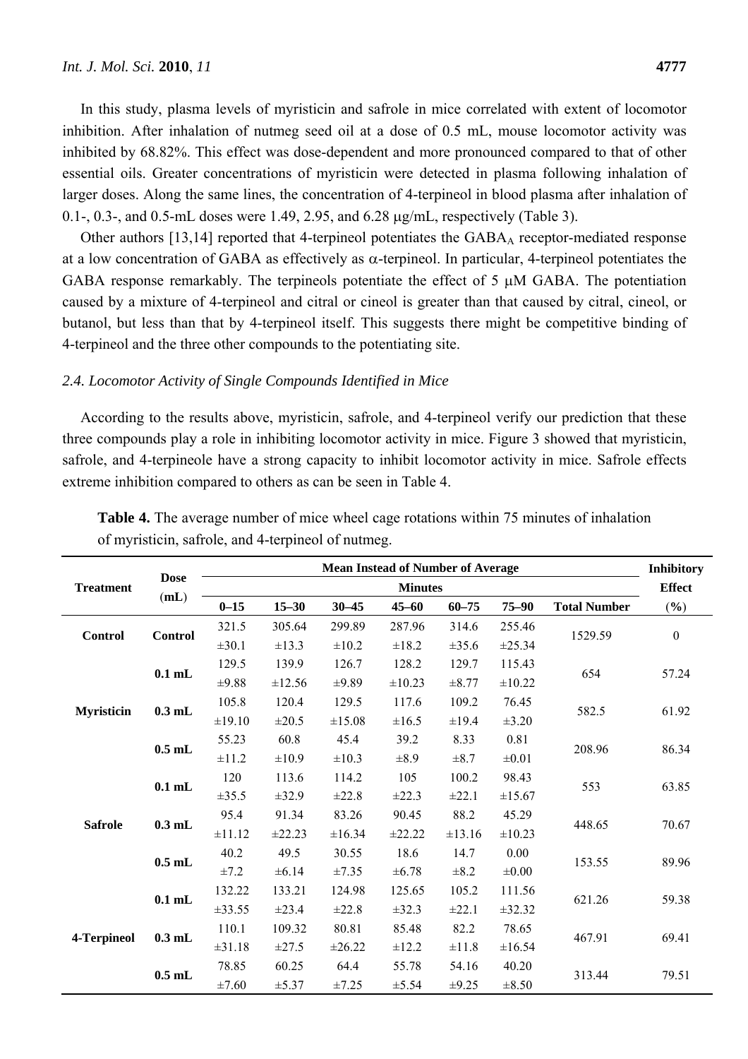In this study, plasma levels of myristicin and safrole in mice correlated with extent of locomotor inhibition. After inhalation of nutmeg seed oil at a dose of 0.5 mL, mouse locomotor activity was inhibited by 68.82%. This effect was dose-dependent and more pronounced compared to that of other essential oils. Greater concentrations of myristicin were detected in plasma following inhalation of larger doses. Along the same lines, the concentration of 4-terpineol in blood plasma after inhalation of 0.1-, 0.3-, and 0.5-mL doses were 1.49, 2.95, and 6.28 μg/mL, respectively (Table 3).

Other authors [13,14] reported that 4-terpineol potentiates the $GABA_A$ receptor-mediated response at a low concentration of GABA as effectively as α-terpineol. In particular, 4-terpineol potentiates the GABA response remarkably. The terpineols potentiate the effect of 5 μM GABA. The potentiation caused by a mixture of 4-terpineol and citral or cineol is greater than that caused by citral, cineol, or butanol, but less than that by 4-terpineol itself. This suggests there might be competitive binding of 4-terpineol and the three other compounds to the potentiating site.

### 2.4. Locomotor Activity of Single Compounds Identified in Mice

According to the results above, myristicin, safrole, and 4-terpineol verify our prediction that these three compounds play a role in inhibiting locomotor activity in mice. Figure 3 showed that myristicin, safrole, and 4-terpineole have a strong capacity to inhibit locomotor activity in mice. Safrole effects extreme inhibition compared to others as can be seen in Table 4.

**Table 4.** The average number of mice wheel cage rotations within 75 minutes of inhalation of myristicin, safrole, and 4-terpineol of nutmeg.

| Treatment | Dose (mL) | Mean Instead of Number of Average | | | | | | | Inhibitory Effect (%) |
|---|---|---|---|---|---|---|---|---|---|
| | | Minutes | | | | | | | |
| | | 0–15 | 15–30 | 30–45 | 45–60 | 60–75 | 75–90 | Total Number | |
| Control | Control | 321.5 ±30.1 | 305.64 ±13.3 | 299.89 ±10.2 | 287.96 ±18.2 | 314.6 ±35.6 | 255.46 ±25.34 | 1529.59 | 0 |
| Myristicin | 0.1 mL | 129.5 ±9.88 | 139.9 ±12.56 | 126.7 ±9.89 | 128.2 ±10.23 | 129.7 ±8.77 | 115.43 ±10.22 | 654 | 57.24 |
| | 0.3 mL | 105.8 ±19.10 | 120.4 ±20.5 | 129.5 ±15.08 | 117.6 ±16.5 | 109.2 ±19.4 | 76.45 ±3.20 | 582.5 | 61.92 |
| | 0.5 mL | 55.23 ±11.2 | 60.8 ±10.9 | 45.4 ±10.3 | 39.2 ±8.9 | 8.33 ±8.7 | 0.81 ±0.01 | 208.96 | 86.34 |
| Safrole | 0.1 mL | 120 ±35.5 | 113.6 ±32.9 | 114.2 ±22.8 | 105 ±22.3 | 100.2 ±22.1 | 98.43 ±15.67 | 553 | 63.85 |
| | 0.3 mL | 95.4 ±11.12 | 91.34 ±22.23 | 83.26 ±16.34 | 90.45 ±22.22 | 88.2 ±13.16 | 45.29 ±10.23 | 448.65 | 70.67 |
| | 0.5 mL | 40.2 ±7.2 | 49.5 ±6.14 | 30.55 ±7.35 | 18.6 ±6.78 | 14.7 ±8.2 | 0.00 ±0.00 | 153.55 | 89.96 |
| 4-Terpineol | 0.1 mL | 132.22 ±33.55 | 133.21 ±23.4 | 124.98 ±22.8 | 125.65 ±32.3 | 105.2 ±22.1 | 111.56 ±32.32 | 621.26 | 59.38 |
| | 0.3 mL | 110.1 ±31.18 | 109.32 ±27.5 | 80.81 ±26.22 | 85.48 ±12.2 | 82.2 ±11.8 | 78.65 ±16.54 | 467.91 | 69.41 |
| | 0.5 mL | 78.85 ±7.60 | 60.25 ±5.37 | 64.4 ±7.25 | 55.78 ±5.54 | 54.16 ±9.25 | 40.20 ±8.50 | 313.44 | 79.51 |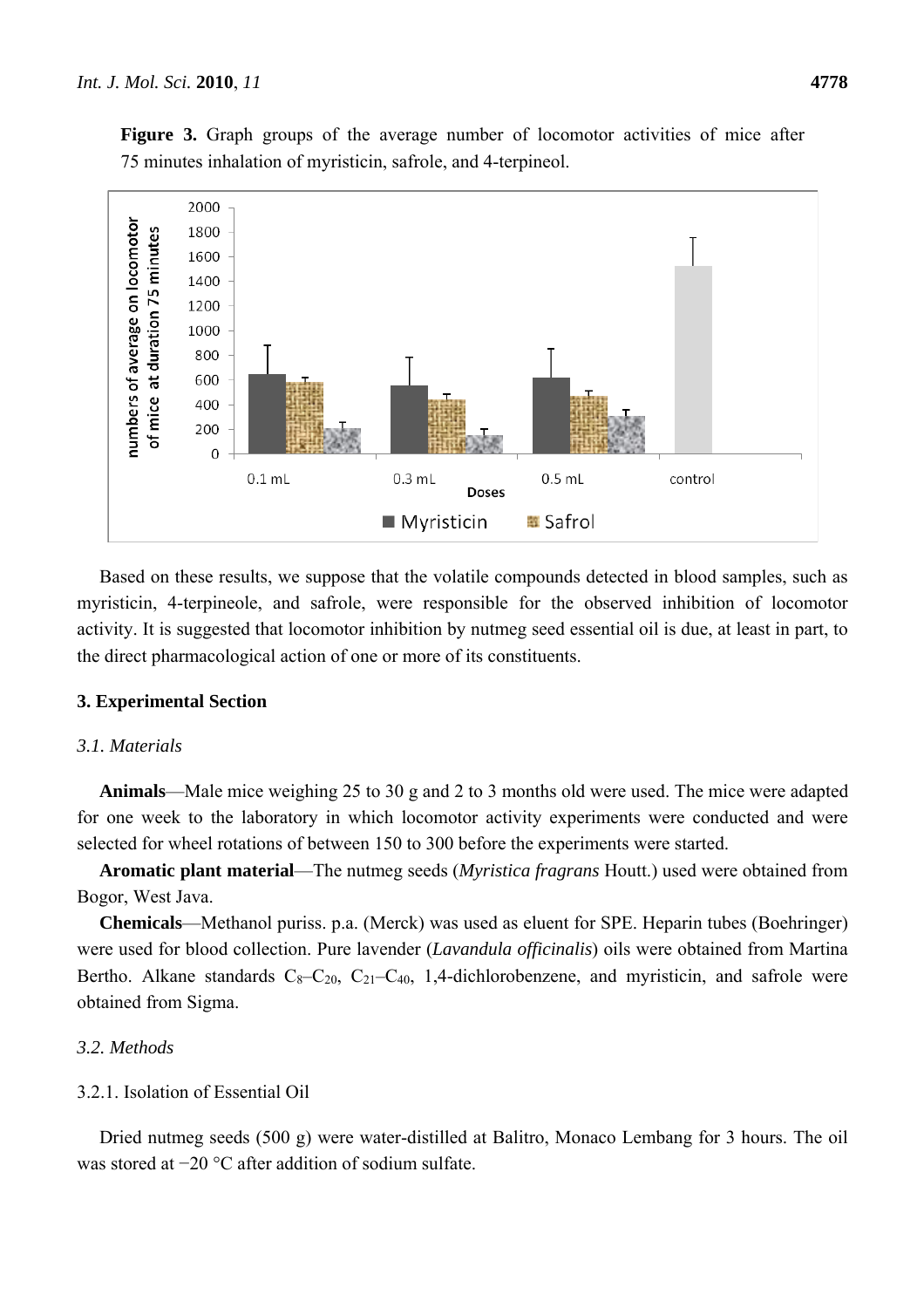**Figure 3.** Graph groups of the average number of locomotor activities of mice after 75 minutes inhalation of myristicin, safrole, and 4-terpineol.

Based on these results, we suppose that the volatile compounds detected in blood samples, such as myristicin, 4-terpineole, and safrole, were responsible for the observed inhibition of locomotor activity. It is suggested that locomotor inhibition by nutmeg seed essential oil is due, at least in part, to the direct pharmacological action of one or more of its constituents.

## 3. Experimental Section

### *3.1. Materials*

**Animals**—Male mice weighing 25 to 30 g and 2 to 3 months old were used. The mice were adapted for one week to the laboratory in which locomotor activity experiments were conducted and were selected for wheel rotations of between 150 to 300 before the experiments were started.

**Aromatic plant material**—The nutmeg seeds (*Myristica fragrans* Houtt.) used were obtained from Bogor, West Java.

**Chemicals**—Methanol puriss. p.a. (Merck) was used as eluent for SPE. Heparin tubes (Boehringer) were used for blood collection. Pure lavender (*Lavandula officinalis*) oils were obtained from Martina Bertho. Alkane standards $C_8$–$C_{20}$, $C_{21}$–$C_{40}$, 1,4-dichlorobenzene, and myristicin, and safrole were obtained from Sigma.

### *3.2. Methods*

#### 3.2.1. Isolation of Essential Oil

Dried nutmeg seeds (500 g) were water-distilled at Balitro, Monaco Lembang for 3 hours. The oil was stored at −20 °C after addition of sodium sulfate.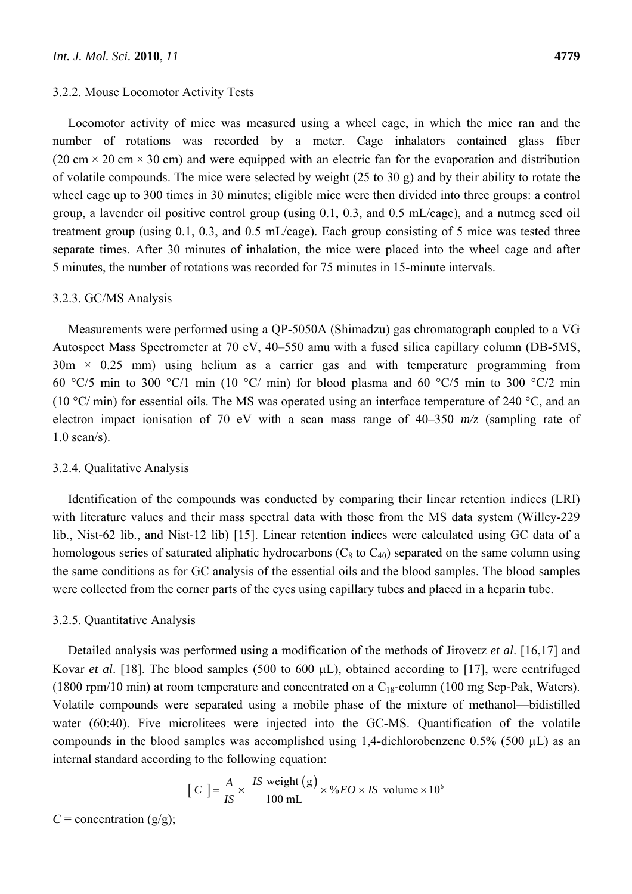#### 3.2.2. Mouse Locomotor Activity Tests

Locomotor activity of mice was measured using a wheel cage, in which the mice ran and the number of rotations was recorded by a meter. Cage inhalators contained glass fiber (20 cm × 20 cm × 30 cm) and were equipped with an electric fan for the evaporation and distribution of volatile compounds. The mice were selected by weight (25 to 30 g) and by their ability to rotate the wheel cage up to 300 times in 30 minutes; eligible mice were then divided into three groups: a control group, a lavender oil positive control group (using 0.1, 0.3, and 0.5 mL/cage), and a nutmeg seed oil treatment group (using 0.1, 0.3, and 0.5 mL/cage). Each group consisting of 5 mice was tested three separate times. After 30 minutes of inhalation, the mice were placed into the wheel cage and after 5 minutes, the number of rotations was recorded for 75 minutes in 15-minute intervals.

#### 3.2.3. GC/MS Analysis

Measurements were performed using a QP-5050A (Shimadzu) gas chromatograph coupled to a VG Autospect Mass Spectrometer at 70 eV, 40–550 amu with a fused silica capillary column (DB-5MS, 30m × 0.25 mm) using helium as a carrier gas and with temperature programming from 60 °C/5 min to 300 °C/1 min (10 °C/ min) for blood plasma and 60 °C/5 min to 300 °C/2 min (10 °C/ min) for essential oils. The MS was operated using an interface temperature of 240 °C, and an electron impact ionisation of 70 eV with a scan mass range of 40–350 *m/z* (sampling rate of 1.0 scan/s).

#### 3.2.4. Qualitative Analysis

Identification of the compounds was conducted by comparing their linear retention indices (LRI) with literature values and their mass spectral data with those from the MS data system (Willey-229 lib., Nist-62 lib., and Nist-12 lib) [15]. Linear retention indices were calculated using GC data of a homologous series of saturated aliphatic hydrocarbons ($C_8$ to $C_{40}$) separated on the same column using the same conditions as for GC analysis of the essential oils and the blood samples. The blood samples were collected from the corner parts of the eyes using capillary tubes and placed in a heparin tube.

#### 3.2.5. Quantitative Analysis

Detailed analysis was performed using a modification of the methods of Jirovetz *et al*. [16,17] and Kovar *et al*. [18]. The blood samples (500 to 600 μL), obtained according to [17], were centrifuged (1800 rpm/10 min) at room temperature and concentrated on a $C_{18}$-column (100 mg Sep-Pak, Waters). Volatile compounds were separated using a mobile phase of the mixture of methanol—bidistilled water (60:40). Five microlitees were injected into the GC-MS. Quantification of the volatile compounds in the blood samples was accomplished using 1,4-dichlorobenzene 0.5% (500 μL) as an internal standard according to the following equation:

$$[C] = \frac{A}{IS} \times \frac{IS \text{ weight (g)}}{100 \text{ mL}} \times \%EO \times IS \text{ volume} \times 10^6$$

$C$ = concentration (g/g);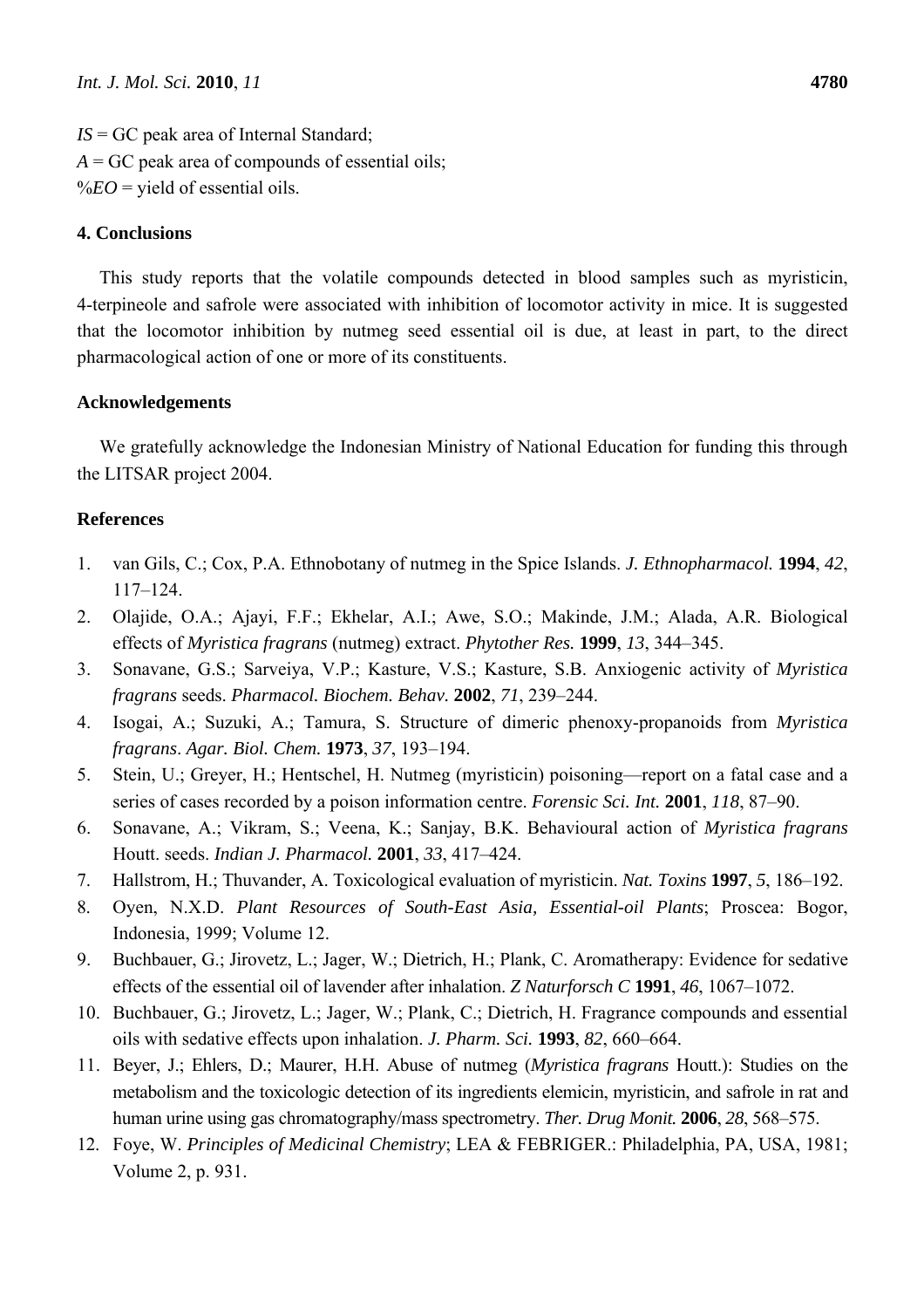$IS$ = GC peak area of Internal Standard;
$A$ = GC peak area of compounds of essential oils;
$\%EO$ = yield of essential oils.

## 4. Conclusions

This study reports that the volatile compounds detected in blood samples such as myristicin, 4-terpineole and safrole were associated with inhibition of locomotor activity in mice. It is suggested that the locomotor inhibition by nutmeg seed essential oil is due, at least in part, to the direct pharmacological action of one or more of its constituents.

## Acknowledgements

We gratefully acknowledge the Indonesian Ministry of National Education for funding this through the LITSAR project 2004.

## References

1. van Gils, C.; Cox, P.A. Ethnobotany of nutmeg in the Spice Islands. *J. Ethnopharmacol.* **1994**, *42*, 117–124.
2. Olajide, O.A.; Ajayi, F.F.; Ekhelar, A.I.; Awe, S.O.; Makinde, J.M.; Alada, A.R. Biological effects of *Myristica fragrans* (nutmeg) extract. *Phytother Res.* **1999**, *13*, 344–345.
3. Sonavane, G.S.; Sarveiya, V.P.; Kasture, V.S.; Kasture, S.B. Anxiogenic activity of *Myristica fragrans* seeds. *Pharmacol. Biochem. Behav.* **2002**, *71*, 239–244.
4. Isogai, A.; Suzuki, A.; Tamura, S. Structure of dimeric phenoxy-propanoids from *Myristica fragrans*. *Agar. Biol. Chem.* **1973**, *37*, 193–194.
5. Stein, U.; Greyer, H.; Hentschel, H. Nutmeg (myristicin) poisoning—report on a fatal case and a series of cases recorded by a poison information centre. *Forensic Sci. Int.* **2001**, *118*, 87–90.
6. Sonavane, A.; Vikram, S.; Veena, K.; Sanjay, B.K. Behavioural action of *Myristica fragrans* Houtt. seeds. *Indian J. Pharmacol.* **2001**, *33*, 417–424.
7. Hallstrom, H.; Thuvander, A. Toxicological evaluation of myristicin. *Nat. Toxins* **1997**, *5*, 186–192.
8. Oyen, N.X.D. *Plant Resources of South-East Asia, Essential-oil Plants*; Proscea: Bogor, Indonesia, 1999; Volume 12.
9. Buchbauer, G.; Jirovetz, L.; Jager, W.; Dietrich, H.; Plank, C. Aromatherapy: Evidence for sedative effects of the essential oil of lavender after inhalation. *Z Naturforsch C* **1991**, *46*, 1067–1072.
10. Buchbauer, G.; Jirovetz, L.; Jager, W.; Plank, C.; Dietrich, H. Fragrance compounds and essential oils with sedative effects upon inhalation. *J. Pharm. Sci.* **1993**, *82*, 660–664.
11. Beyer, J.; Ehlers, D.; Maurer, H.H. Abuse of nutmeg (*Myristica fragrans* Houtt.): Studies on the metabolism and the toxicologic detection of its ingredients elemicin, myristicin, and safrole in rat and human urine using gas chromatography/mass spectrometry. *Ther. Drug Monit.* **2006**, *28*, 568–575.
12. Foye, W. *Principles of Medicinal Chemistry*; LEA & FEBRIGER.: Philadelphia, PA, USA, 1981; Volume 2, p. 931.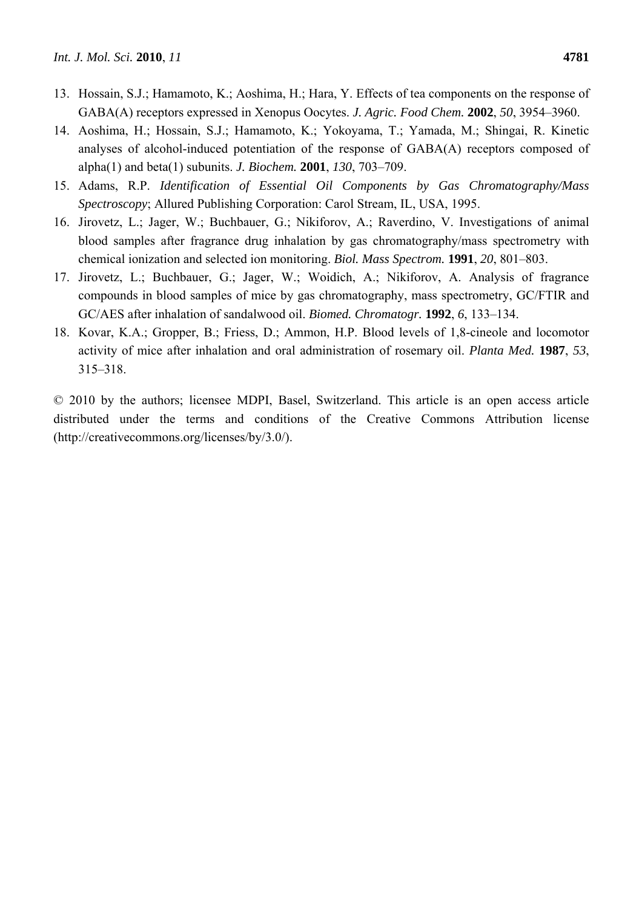13. Hossain, S.J.; Hamamoto, K.; Aoshima, H.; Hara, Y. Effects of tea components on the response of GABA(A) receptors expressed in Xenopus Oocytes. *J. Agric. Food Chem.* **2002**, *50*, 3954–3960.
14. Aoshima, H.; Hossain, S.J.; Hamamoto, K.; Yokoyama, T.; Yamada, M.; Shingai, R. Kinetic analyses of alcohol-induced potentiation of the response of GABA(A) receptors composed of alpha(1) and beta(1) subunits. *J. Biochem.* **2001**, *130*, 703–709.
15. Adams, R.P. *Identification of Essential Oil Components by Gas Chromatography/Mass Spectroscopy*; Allured Publishing Corporation: Carol Stream, IL, USA, 1995.
16. Jirovetz, L.; Jager, W.; Buchbauer, G.; Nikiforov, A.; Raverdino, V. Investigations of animal blood samples after fragrance drug inhalation by gas chromatography/mass spectrometry with chemical ionization and selected ion monitoring. *Biol. Mass Spectrom.* **1991**, *20*, 801–803.
17. Jirovetz, L.; Buchbauer, G.; Jager, W.; Woidich, A.; Nikiforov, A. Analysis of fragrance compounds in blood samples of mice by gas chromatography, mass spectrometry, GC/FTIR and GC/AES after inhalation of sandalwood oil. *Biomed. Chromatogr.* **1992**, *6*, 133–134.
18. Kovar, K.A.; Gropper, B.; Friess, D.; Ammon, H.P. Blood levels of 1,8-cineole and locomotor activity of mice after inhalation and oral administration of rosemary oil. *Planta Med.* **1987**, *53*, 315–318.

© 2010 by the authors; licensee MDPI, Basel, Switzerland. This article is an open access article distributed under the terms and conditions of the Creative Commons Attribution license (http://creativecommons.org/licenses/by/3.0/).